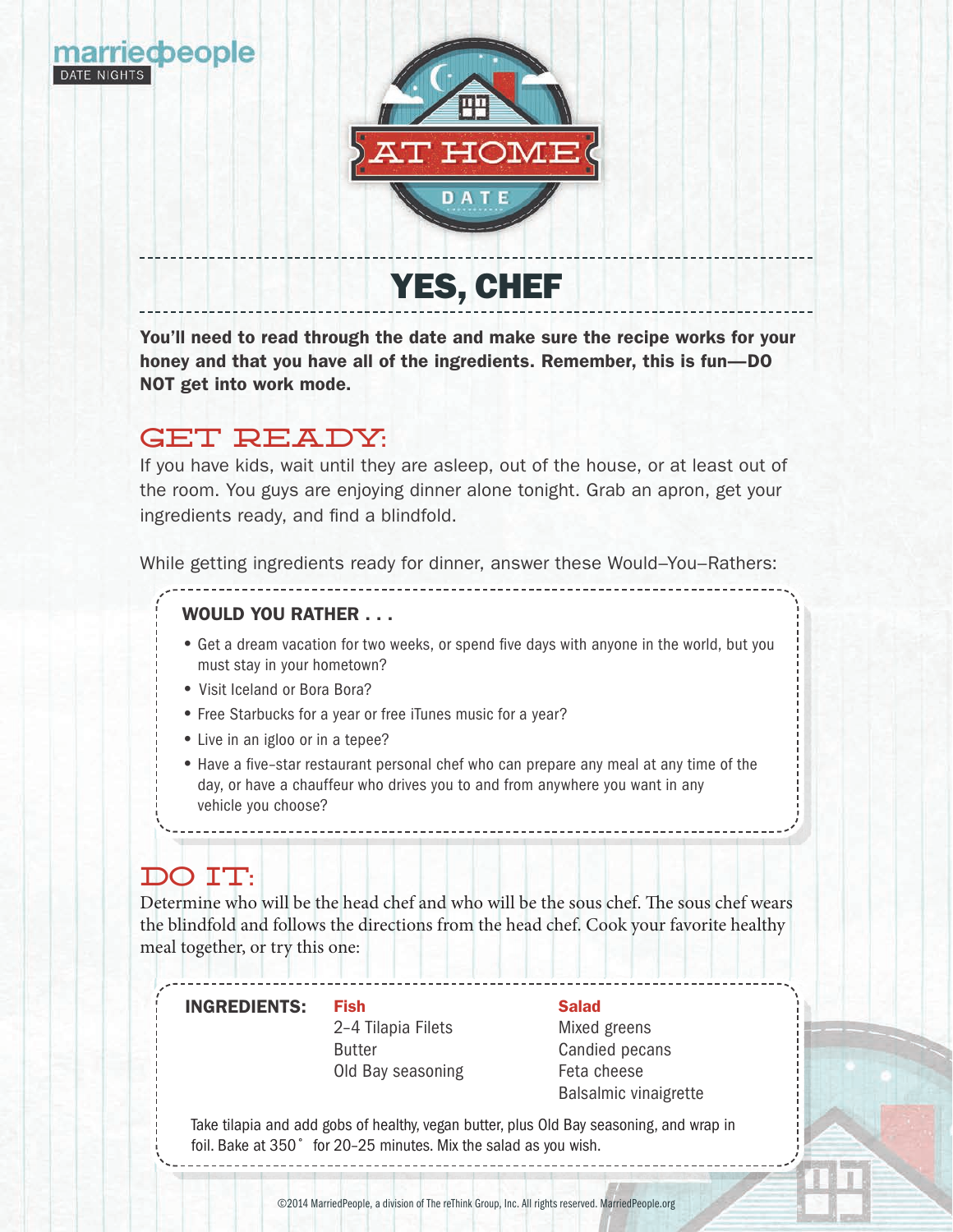marriedpeople
DATE NIGHTS

AT HOME DATE

# YES, CHEF

**You'll need to read through the date and make sure the recipe works for your honey and that you have all of the ingredients. Remember, this is fun—DO NOT get into work mode.**

## GET READY:

If you have kids, wait until they are asleep, out of the house, or at least out of the room. You guys are enjoying dinner alone tonight. Grab an apron, get your ingredients ready, and find a blindfold.

While getting ingredients ready for dinner, answer these Would–You–Rathers:

**WOULD YOU RATHER . . .**

- Get a dream vacation for two weeks, or spend five days with anyone in the world, but you must stay in your hometown?
- Visit Iceland or Bora Bora?
- Free Starbucks for a year or free iTunes music for a year?
- Live in an igloo or in a tepee?
- Have a five-star restaurant personal chef who can prepare any meal at any time of the day, or have a chauffeur who drives you to and from anywhere you want in any vehicle you choose?

## DO IT:

Determine who will be the head chef and who will be the sous chef. The sous chef wears the blindfold and follows the directions from the head chef. Cook your favorite healthy meal together, or try this one:

**INGREDIENTS:**

**Fish**
- 2-4 Tilapia Filets
- Butter
- Old Bay seasoning

**Salad**
- Mixed greens
- Candied pecans
- Feta cheese
- Balsalmic vinaigrette

Take tilapia and add gobs of healthy, vegan butter, plus Old Bay seasoning, and wrap in foil. Bake at 350˚ for 20-25 minutes. Mix the salad as you wish.

©2014 MarriedPeople, a division of The reThink Group, Inc. All rights reserved. MarriedPeople.org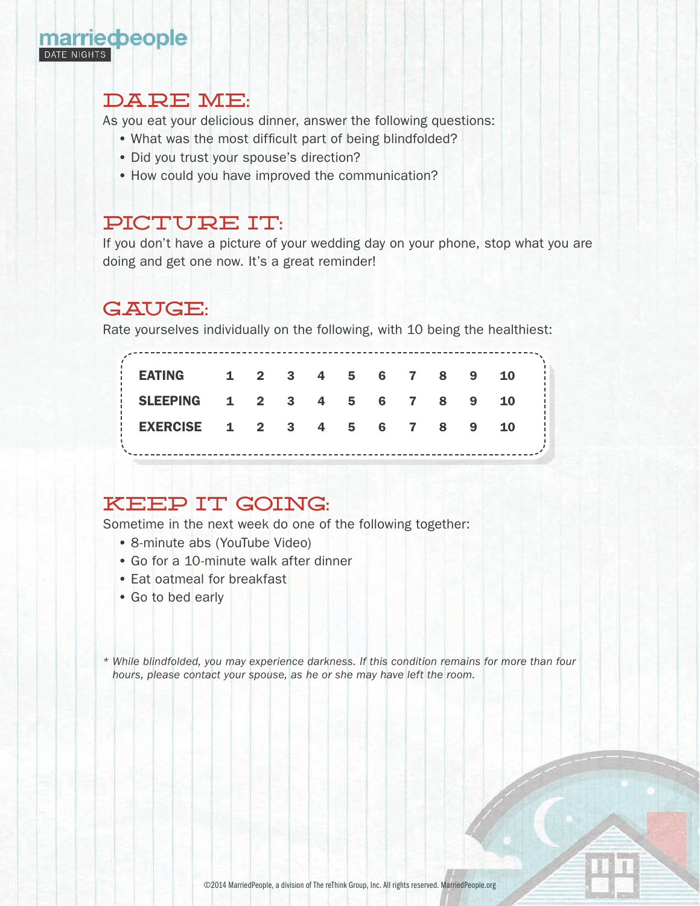## DARE ME:

As you eat your delicious dinner, answer the following questions:

- What was the most difficult part of being blindfolded?
- Did you trust your spouse's direction?
- How could you have improved the communication?

## PICTURE IT:

If you don't have a picture of your wedding day on your phone, stop what you are doing and get one now. It's a great reminder!

## GAUGE:

Rate yourselves individually on the following, with 10 being the healthiest:

| | | | | | | | | | | |
|---|---|---|---|---|---|---|---|---|---|---|
| **EATING** | 1 | 2 | 3 | 4 | 5 | 6 | 7 | 8 | 9 | 10 |
| **SLEEPING** | 1 | 2 | 3 | 4 | 5 | 6 | 7 | 8 | 9 | 10 |
| **EXERCISE** | 1 | 2 | 3 | 4 | 5 | 6 | 7 | 8 | 9 | 10 |

## KEEP IT GOING:

Sometime in the next week do one of the following together:

- 8-minute abs (YouTube Video)
- Go for a 10-minute walk after dinner
- Eat oatmeal for breakfast
- Go to bed early

*\* While blindfolded, you may experience darkness. If this condition remains for more than four hours, please contact your spouse, as he or she may have left the room.*

©2014 MarriedPeople, a division of The reThink Group, Inc. All rights reserved. MarriedPeople.org